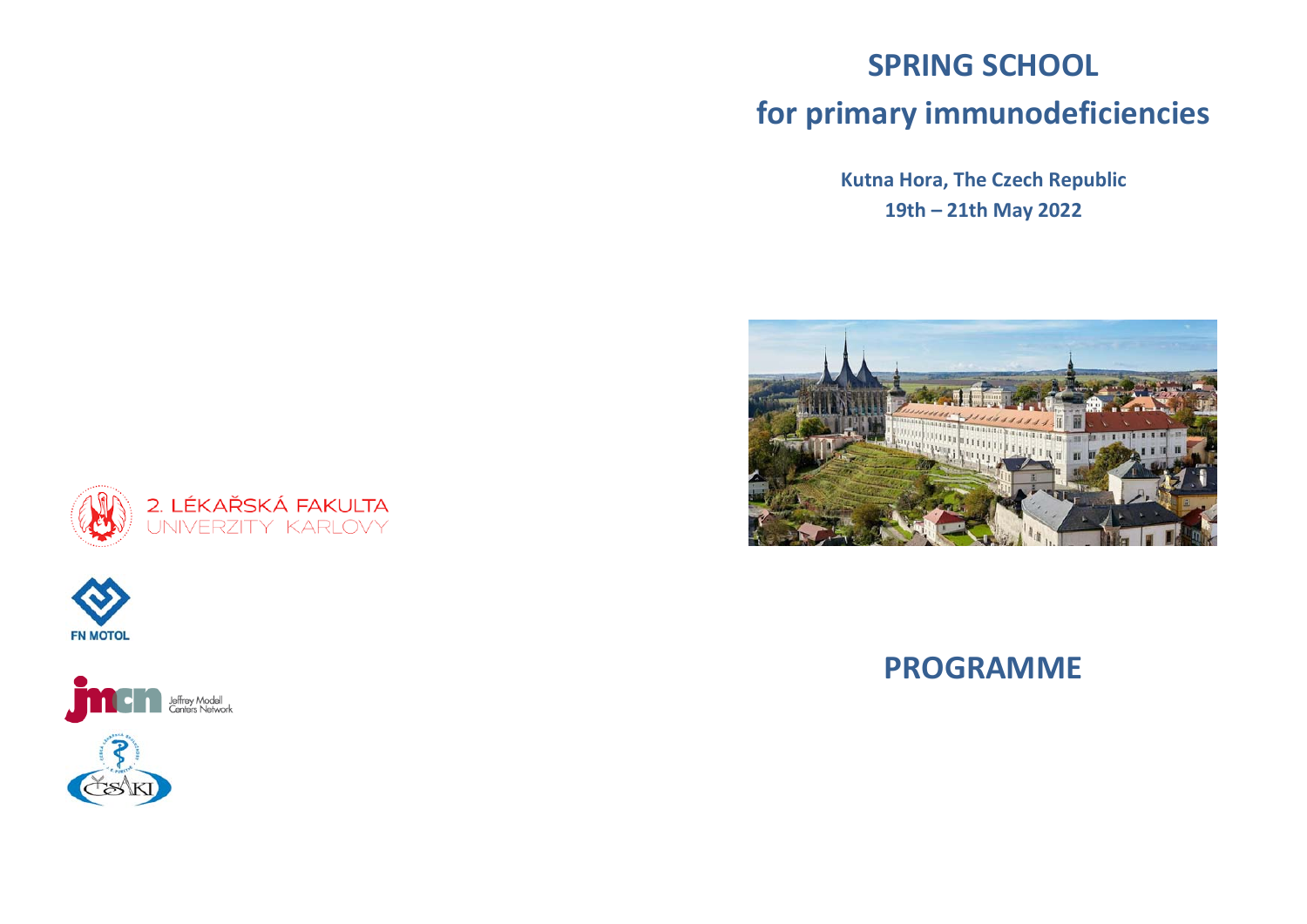# SPRING SCHOOL

# for primary immunodeficiencies

**Kutna Hora, The Czech Republic**

**19th – 21th May 2022**

2. LÉKAŘSKÁ FAKULTA
UNIVERZITY KARLOVY

FN MOTOL

Jeffrey Modell Centers Network

# PROGRAMME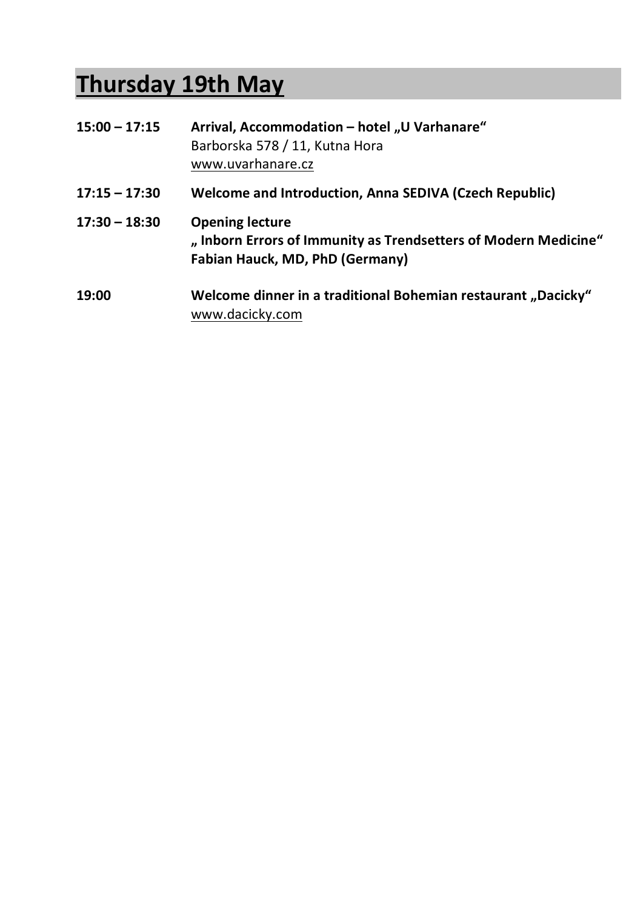# Thursday 19th May

**15:00 – 17:15** **Arrival, Accommodation – hotel „U Varhanare"**
Barborska 578 / 11, Kutna Hora
www.uvarhanare.cz

**17:15 – 17:30** **Welcome and Introduction, Anna SEDIVA (Czech Republic)**

**17:30 – 18:30** **Opening lecture**
**„ Inborn Errors of Immunity as Trendsetters of Modern Medicine"**
**Fabian Hauck, MD, PhD (Germany)**

**19:00** **Welcome dinner in a traditional Bohemian restaurant „Dacicky"**
www.dacicky.com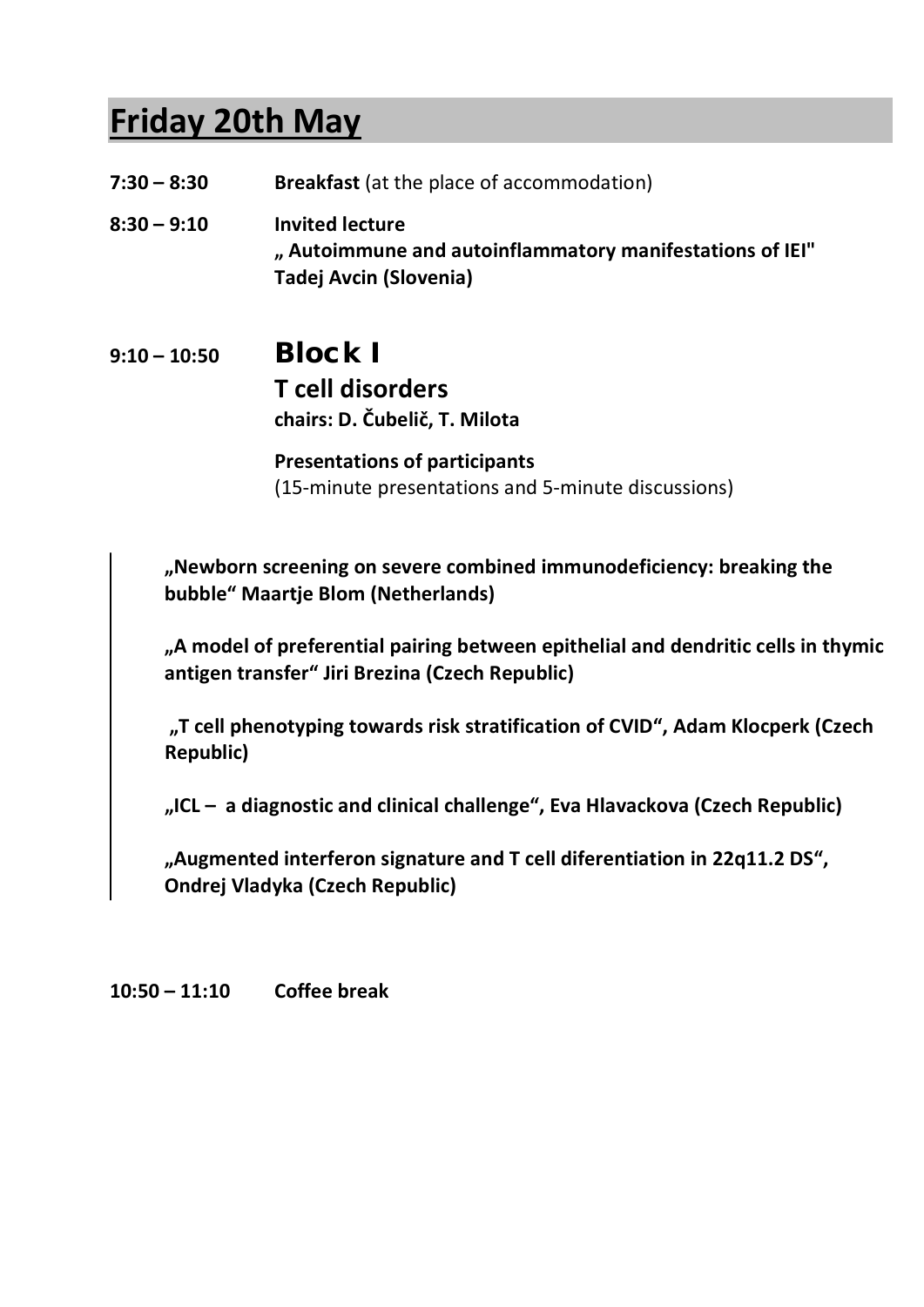# Friday 20th May

**7:30 – 8:30** **Breakfast** (at the place of accommodation)

**8:30 – 9:10** **Invited lecture**
**„ Autoimmune and autoinflammatory manifestations of IEI"**
**Tadej Avcin (Slovenia)**

**9:10 – 10:50** **Block I**
**T cell disorders**
**chairs: D. Čubelič, T. Milota**

**Presentations of participants**
(15-minute presentations and 5-minute discussions)

**„Newborn screening on severe combined immunodeficiency: breaking the bubble" Maartje Blom (Netherlands)**

**„A model of preferential pairing between epithelial and dendritic cells in thymic antigen transfer" Jiri Brezina (Czech Republic)**

**„T cell phenotyping towards risk stratification of CVID", Adam Klocperk (Czech Republic)**

**„ICL – a diagnostic and clinical challenge", Eva Hlavackova (Czech Republic)**

**„Augmented interferon signature and T cell diferentiation in 22q11.2 DS", Ondrej Vladyka (Czech Republic)**

**10:50 – 11:10** **Coffee break**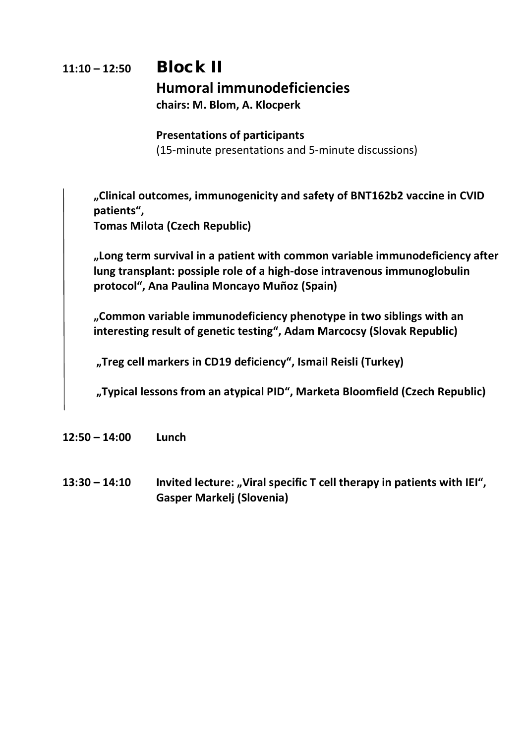**11:10 – 12:50** **Block II**

## Humoral immunodeficiencies

**chairs: M. Blom, A. Klocperk**

**Presentations of participants**
(15-minute presentations and 5-minute discussions)

**„Clinical outcomes, immunogenicity and safety of BNT162b2 vaccine in CVID patients“,**
**Tomas Milota (Czech Republic)**

**„Long term survival in a patient with common variable immunodeficiency after lung transplant: possiple role of a high-dose intravenous immunoglobulin protocol“, Ana Paulina Moncayo Muñoz (Spain)**

**„Common variable immunodeficiency phenotype in two siblings with an interesting result of genetic testing“, Adam Marcocsy (Slovak Republic)**

**„Treg cell markers in CD19 deficiency“, Ismail Reisli (Turkey)**

**„Typical lessons from an atypical PID“, Marketa Bloomfield (Czech Republic)**

**12:50 – 14:00** **Lunch**

**13:30 – 14:10** **Invited lecture: „Viral specific T cell therapy in patients with IEI“, Gasper Markelj (Slovenia)**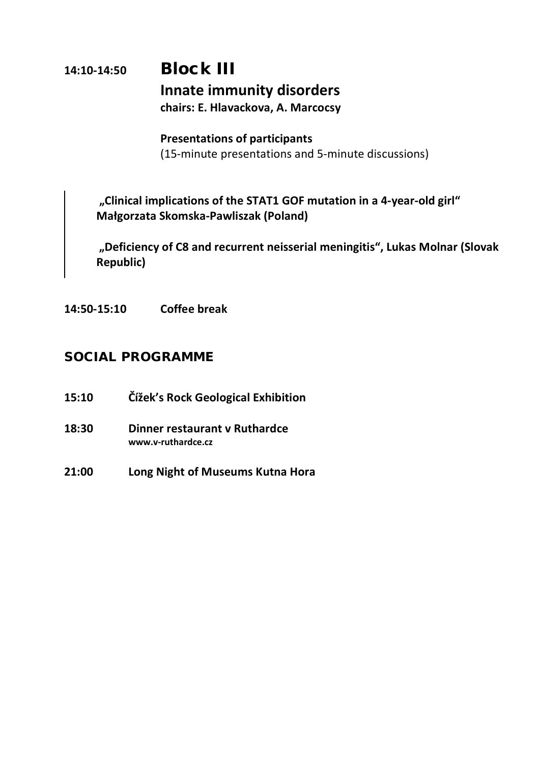**14:10-14:50** **Block III**

## Innate immunity disorders

**chairs: E. Hlavackova, A. Marcocsy**

**Presentations of participants**
(15-minute presentations and 5-minute discussions)

**„Clinical implications of the STAT1 GOF mutation in a 4-year-old girl" Małgorzata Skomska-Pawliszak (Poland)**

**„Deficiency of C8 and recurrent neisserial meningitis", Lukas Molnar (Slovak Republic)**

**14:50-15:10** **Coffee break**

## SOCIAL PROGRAMME

**15:10** **Čížek's Rock Geological Exhibition**

**18:30** **Dinner restaurant v Ruthardce**
**www.v-ruthardce.cz**

**21:00** **Long Night of Museums Kutna Hora**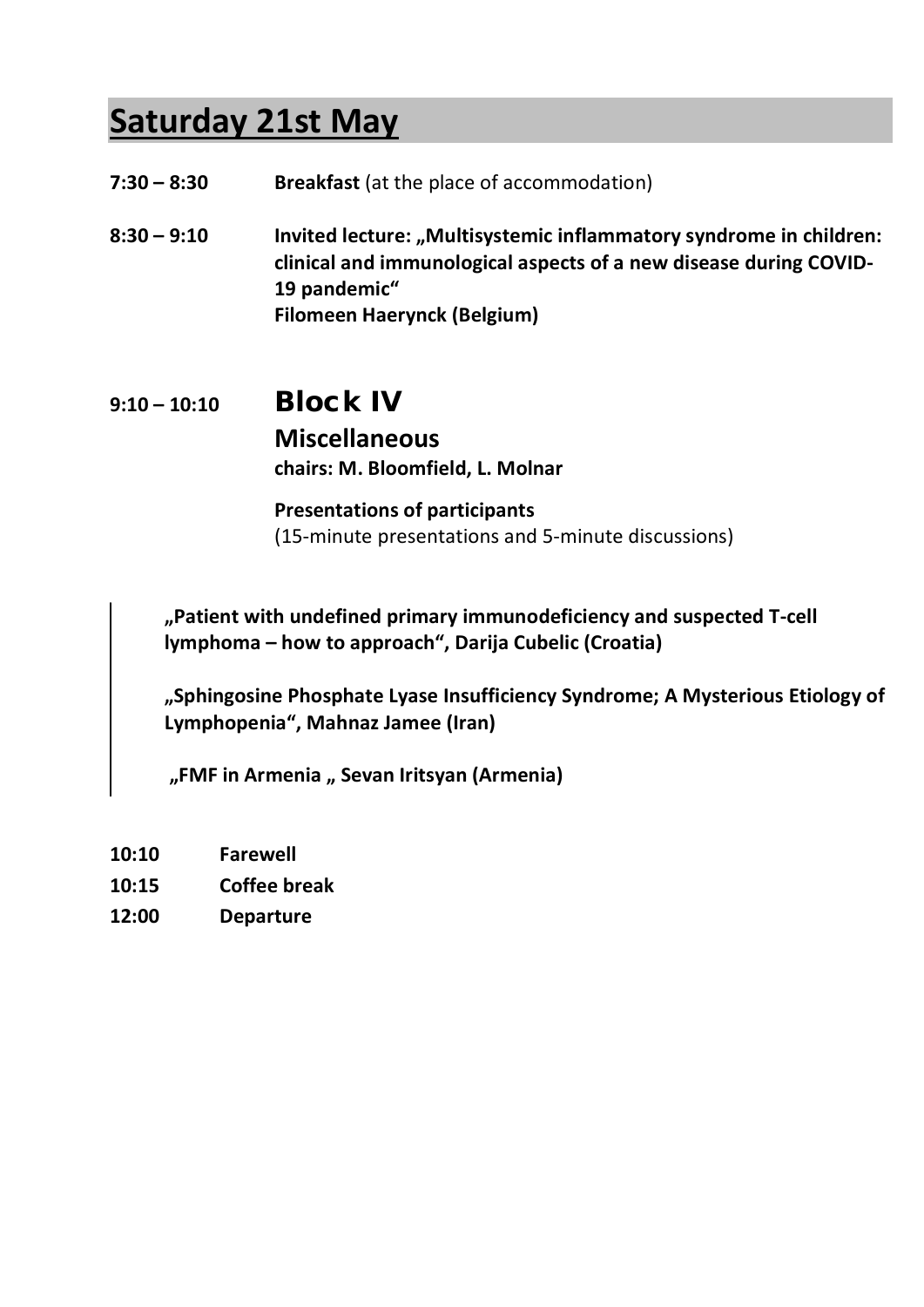# Saturday 21st May

**7:30 – 8:30** **Breakfast** (at the place of accommodation)

**8:30 – 9:10** **Invited lecture: „Multisystemic inflammatory syndrome in children: clinical and immunological aspects of a new disease during COVID-19 pandemic“**
**Filomeen Haerynck (Belgium)**

**9:10 – 10:10**

## Block IV

### Miscellaneous

**chairs: M. Bloomfield, L. Molnar**

**Presentations of participants**
(15-minute presentations and 5-minute discussions)

**„Patient with undefined primary immunodeficiency and suspected T-cell lymphoma – how to approach“, Darija Cubelic (Croatia)**

**„Sphingosine Phosphate Lyase Insufficiency Syndrome; A Mysterious Etiology of Lymphopenia“, Mahnaz Jamee (Iran)**

**„FMF in Armenia „ Sevan Iritsyan (Armenia)**

**10:10** **Farewell**

**10:15** **Coffee break**

**12:00** **Departure**